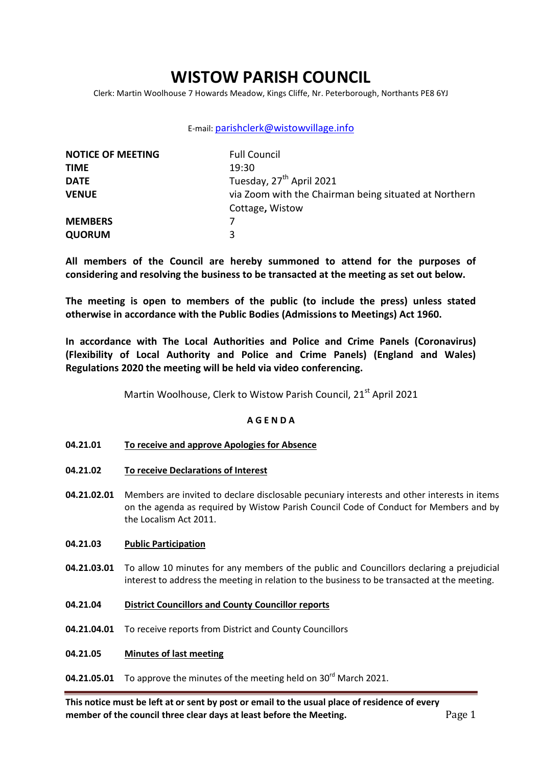# WISTOW PARISH COUNCIL

Clerk: Martin Woolhouse 7 Howards Meadow, Kings Cliffe, Nr. Peterborough, Northants PE8 6YJ

E-mail: parishclerk@wistowvillage.info

| | |
|---|---|
| **NOTICE OF MEETING** | Full Council |
| **TIME** | 19:30 |
| **DATE** | Tuesday, 27th April 2021 |
| **VENUE** | via Zoom with the Chairman being situated at Northern Cottage**,** Wistow |
| **MEMBERS** | 7 |
| **QUORUM** | 3 |

**All members of the Council are hereby summoned to attend for the purposes of considering and resolving the business to be transacted at the meeting as set out below.**

**The meeting is open to members of the public (to include the press) unless stated otherwise in accordance with the Public Bodies (Admissions to Meetings) Act 1960.**

**In accordance with The Local Authorities and Police and Crime Panels (Coronavirus) (Flexibility of Local Authority and Police and Crime Panels) (England and Wales) Regulations 2020 the meeting will be held via video conferencing.**

Martin Woolhouse, Clerk to Wistow Parish Council, 21st April 2021

**A G E N D A**

**04.21.01** **To receive and approve Apologies for Absence**

**04.21.02** **To receive Declarations of Interest**

**04.21.02.01** Members are invited to declare disclosable pecuniary interests and other interests in items on the agenda as required by Wistow Parish Council Code of Conduct for Members and by the Localism Act 2011.

**04.21.03** **Public Participation**

**04.21.03.01** To allow 10 minutes for any members of the public and Councillors declaring a prejudicial interest to address the meeting in relation to the business to be transacted at the meeting.

**04.21.04** **District Councillors and County Councillor reports**

**04.21.04.01** To receive reports from District and County Councillors

**04.21.05** **Minutes of last meeting**

**04.21.05.01** To approve the minutes of the meeting held on 30th March 2021.

**This notice must be left at or sent by post or email to the usual place of residence of every member of the council three clear days at least before the Meeting.**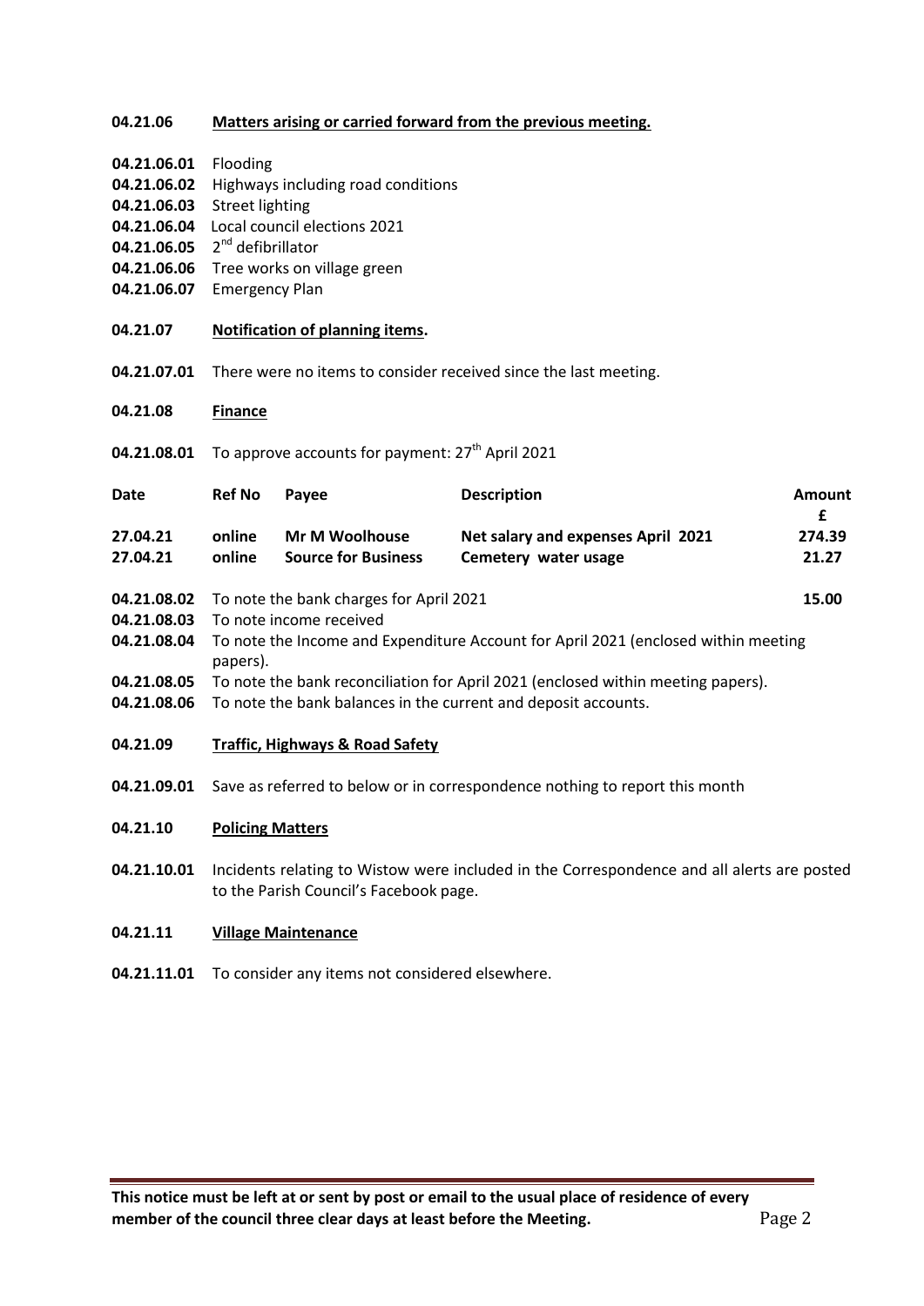**04.21.06** **Matters arising or carried forward from the previous meeting.**

**04.21.06.01** Flooding
**04.21.06.02** Highways including road conditions
**04.21.06.03** Street lighting
**04.21.06.04** Local council elections 2021
**04.21.06.05** 2nd defibrillator
**04.21.06.06** Tree works on village green
**04.21.06.07** Emergency Plan

**04.21.07** **Notification of planning items.**

**04.21.07.01** There were no items to consider received since the last meeting.

**04.21.08** **Finance**

**04.21.08.01** To approve accounts for payment: 27th April 2021

| Date | Ref No | Payee | Description | Amount £ |
|---|---|---|---|---|
| **27.04.21** | **online** | **Mr M Woolhouse** | **Net salary and expenses April 2021** | **274.39** |
| **27.04.21** | **online** | **Source for Business** | **Cemetery water usage** | **21.27** |

**04.21.08.02** To note the bank charges for April 2021 **15.00**
**04.21.08.03** To note income received
**04.21.08.04** To note the Income and Expenditure Account for April 2021 (enclosed within meeting papers).
**04.21.08.05** To note the bank reconciliation for April 2021 (enclosed within meeting papers).
**04.21.08.06** To note the bank balances in the current and deposit accounts.

**04.21.09** **Traffic, Highways & Road Safety**

**04.21.09.01** Save as referred to below or in correspondence nothing to report this month

**04.21.10** **Policing Matters**

**04.21.10.01** Incidents relating to Wistow were included in the Correspondence and all alerts are posted to the Parish Council's Facebook page.

**04.21.11** **Village Maintenance**

**04.21.11.01** To consider any items not considered elsewhere.

**This notice must be left at or sent by post or email to the usual place of residence of every member of the council three clear days at least before the Meeting.**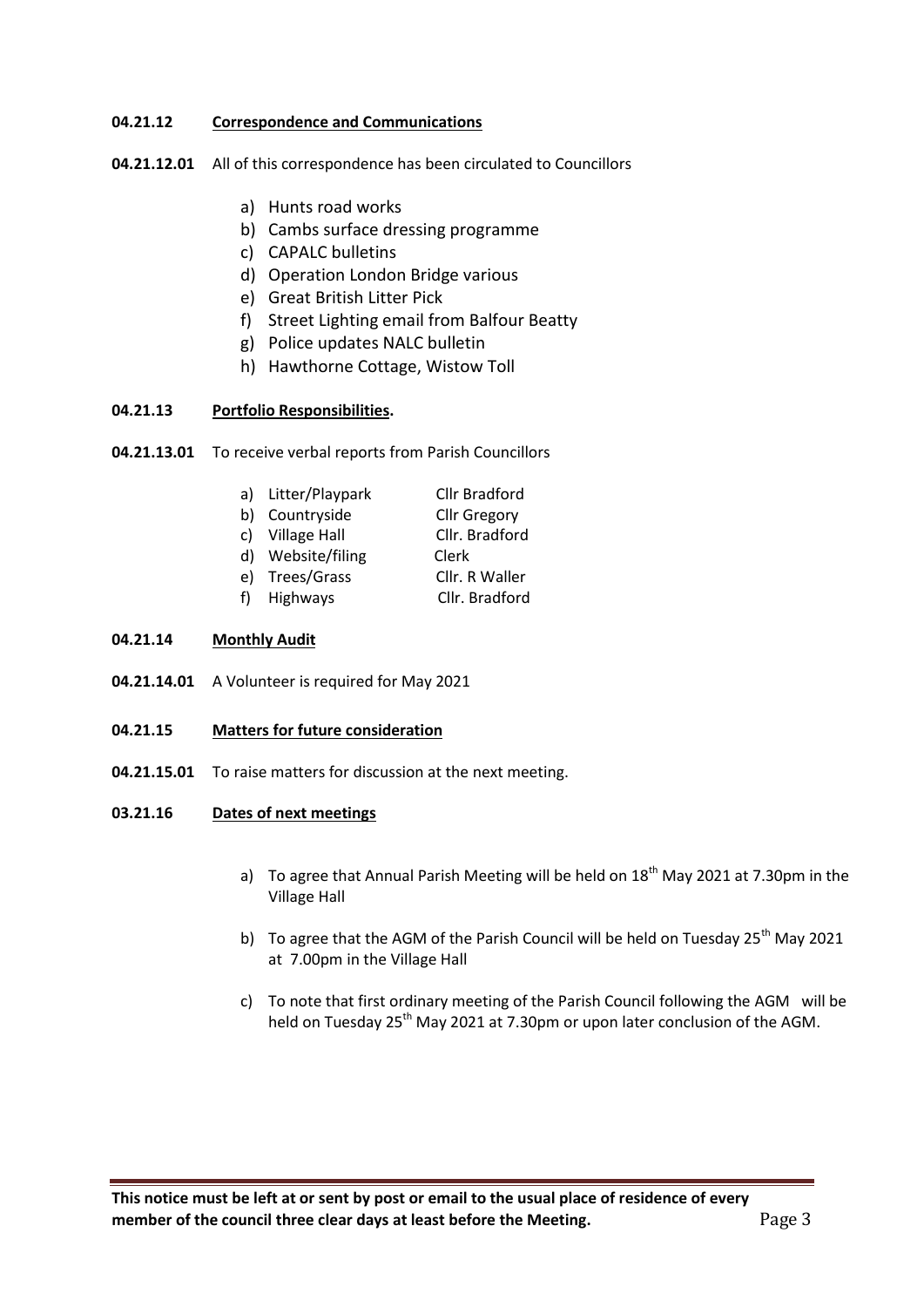**04.21.12** **Correspondence and Communications**

**04.21.12.01** All of this correspondence has been circulated to Councillors

a) Hunts road works
b) Cambs surface dressing programme
c) CAPALC bulletins
d) Operation London Bridge various
e) Great British Litter Pick
f) Street Lighting email from Balfour Beatty
g) Police updates NALC bulletin
h) Hawthorne Cottage, Wistow Toll

**04.21.13** **Portfolio Responsibilities.**

**04.21.13.01** To receive verbal reports from Parish Councillors

| | | |
|---|---|---|
| a) | Litter/Playpark | Cllr Bradford |
| b) | Countryside | Cllr Gregory |
| c) | Village Hall | Cllr. Bradford |
| d) | Website/filing | Clerk |
| e) | Trees/Grass | Cllr. R Waller |
| f) | Highways | Cllr. Bradford |

**04.21.14** **Monthly Audit**

**04.21.14.01** A Volunteer is required for May 2021

**04.21.15** **Matters for future consideration**

**04.21.15.01** To raise matters for discussion at the next meeting.

**03.21.16** **Dates of next meetings**

a) To agree that Annual Parish Meeting will be held on 18th May 2021 at 7.30pm in the Village Hall

b) To agree that the AGM of the Parish Council will be held on Tuesday 25th May 2021 at 7.00pm in the Village Hall

c) To note that first ordinary meeting of the Parish Council following the AGM will be held on Tuesday 25th May 2021 at 7.30pm or upon later conclusion of the AGM.

**This notice must be left at or sent by post or email to the usual place of residence of every member of the council three clear days at least before the Meeting.**